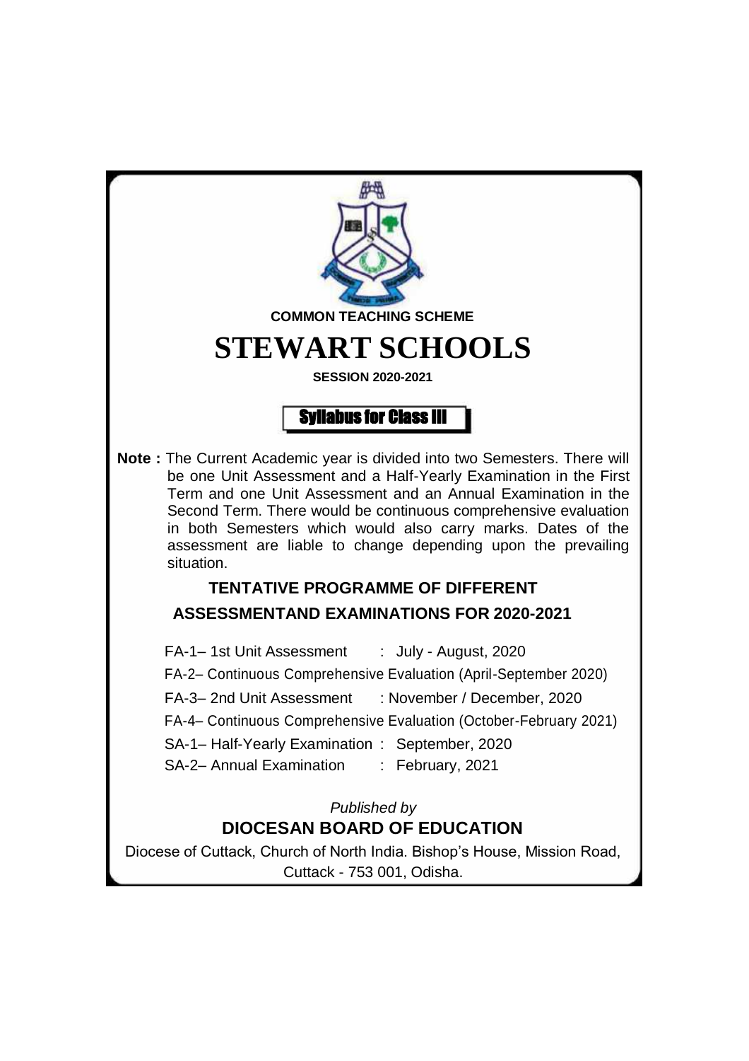**COMMON TEACHING SCHEME**

# STEWART SCHOOLS

**SESSION 2020-2021**

## Syllabus for Class III

**Note :** The Current Academic year is divided into two Semesters. There will be one Unit Assessment and a Half-Yearly Examination in the First Term and one Unit Assessment and an Annual Examination in the Second Term. There would be continuous comprehensive evaluation in both Semesters which would also carry marks. Dates of the assessment are liable to change depending upon the prevailing situation.

### TENTATIVE PROGRAMME OF DIFFERENT ASSESSMENTAND EXAMINATIONS FOR 2020-2021

FA-1– 1st Unit Assessment : July - August, 2020

FA-2– Continuous Comprehensive Evaluation (April-September 2020)

FA-3– 2nd Unit Assessment : November / December, 2020

FA-4– Continuous Comprehensive Evaluation (October-February 2021)

SA-1– Half-Yearly Examination : September, 2020

SA-2– Annual Examination : February, 2021

*Published by*

**DIOCESAN BOARD OF EDUCATION**

Diocese of Cuttack, Church of North India. Bishop's House, Mission Road, Cuttack - 753 001, Odisha.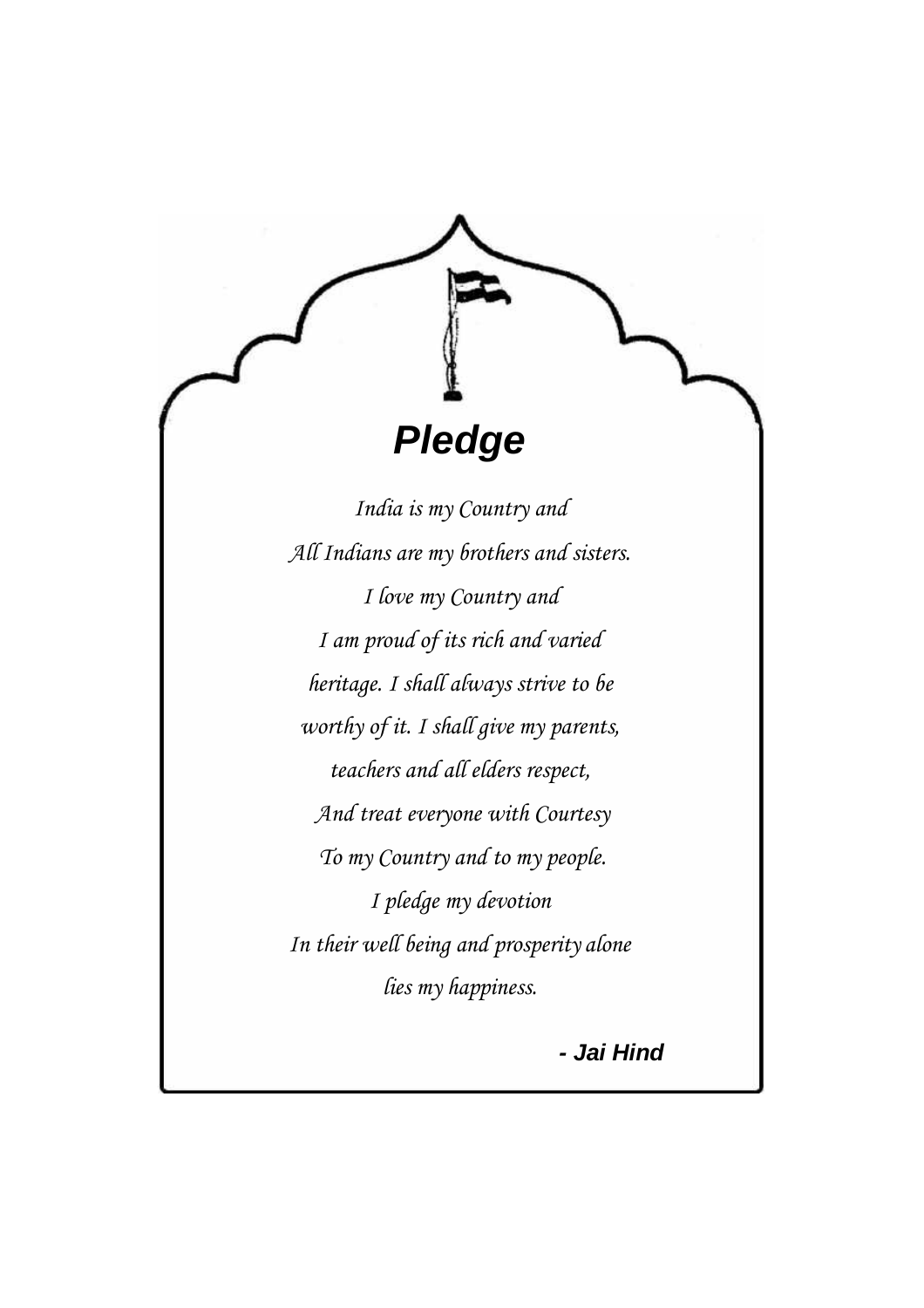# *Pledge*

*India is my Country and*
*All Indians are my brothers and sisters.*
*I love my Country and*
*I am proud of its rich and varied*
*heritage. I shall always strive to be*
*worthy of it. I shall give my parents,*
*teachers and all elders respect,*
*And treat everyone with Courtesy*
*To my Country and to my people.*
*I pledge my devotion*
*In their well being and prosperity alone*
*lies my happiness.*

***- Jai Hind***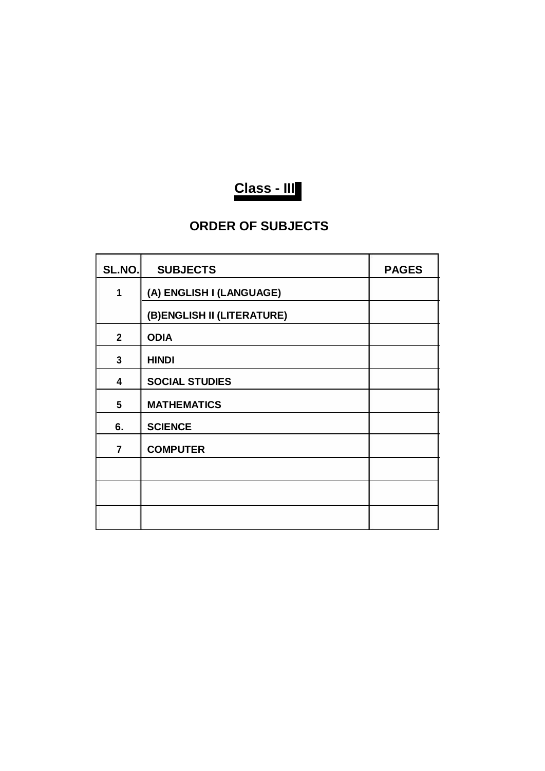# Class - III

## ORDER OF SUBJECTS

| SL.NO. | SUBJECTS | PAGES |
|---|---|---|
| 1 | (A) ENGLISH I (LANGUAGE) | |
| | (B)ENGLISH II (LITERATURE) | |
| 2 | ODIA | |
| 3 | HINDI | |
| 4 | SOCIAL STUDIES | |
| 5 | MATHEMATICS | |
| 6. | SCIENCE | |
| 7 | COMPUTER | |
| | | |
| | | |
| | | |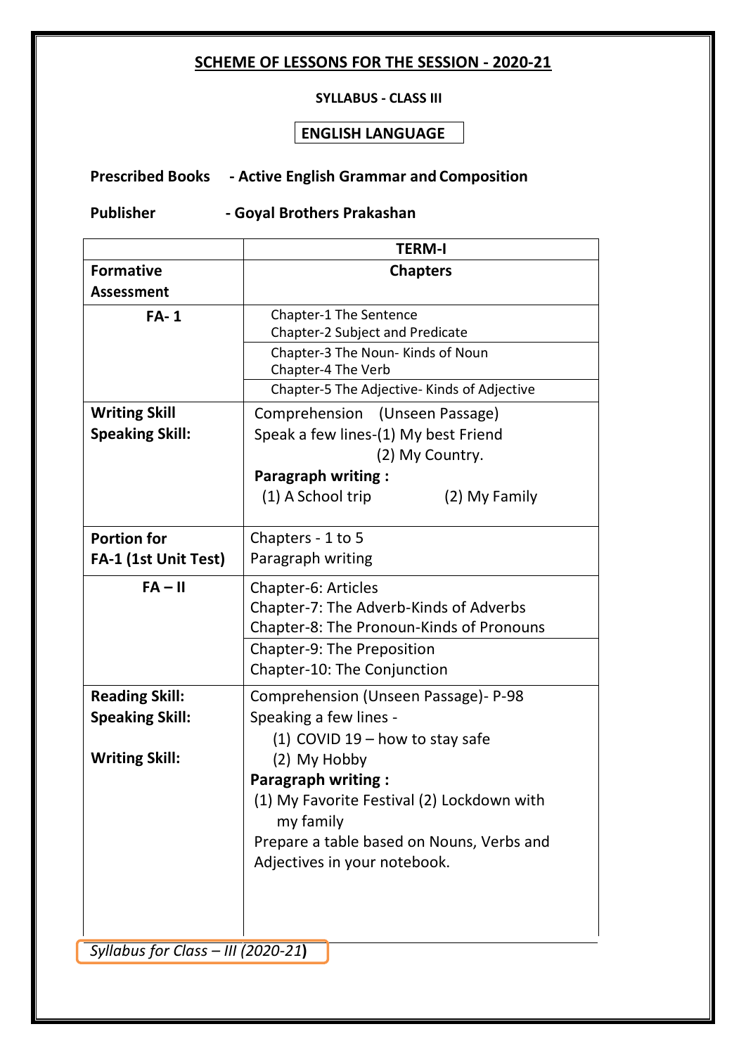# SCHEME OF LESSONS FOR THE SESSION - 2020-21

**SYLLABUS - CLASS III**

**ENGLISH LANGUAGE**

**Prescribed Books** - **Active English Grammar and Composition**

**Publisher** - **Goyal Brothers Prakashan**

| | **TERM-I** |
|---|---|
| **Formative Assessment** | **Chapters** |
| **FA- 1** | Chapter-1 The Sentence<br>Chapter-2 Subject and Predicate<br>Chapter-3 The Noun- Kinds of Noun<br>Chapter-4 The Verb<br>Chapter-5 The Adjective- Kinds of Adjective |
| **Writing Skill**<br>**Speaking Skill:** | Comprehension (Unseen Passage)<br>Speak a few lines-(1) My best Friend<br>(2) My Country.<br>**Paragraph writing :**<br>(1) A School trip (2) My Family |
| **Portion for FA-1 (1st Unit Test)** | Chapters - 1 to 5<br>Paragraph writing |
| **FA – II** | Chapter-6: Articles<br>Chapter-7: The Adverb-Kinds of Adverbs<br>Chapter-8: The Pronoun-Kinds of Pronouns<br>Chapter-9: The Preposition<br>Chapter-10: The Conjunction |
| **Reading Skill:**<br>**Speaking Skill:**<br>**Writing Skill:** | Comprehension (Unseen Passage)- P-98<br>Speaking a few lines -<br>(1) COVID 19 – how to stay safe<br>(2) My Hobby<br>**Paragraph writing :**<br>(1) My Favorite Festival (2) Lockdown with my family<br>Prepare a table based on Nouns, Verbs and Adjectives in your notebook. |

*Syllabus for Class – III (2020-21*)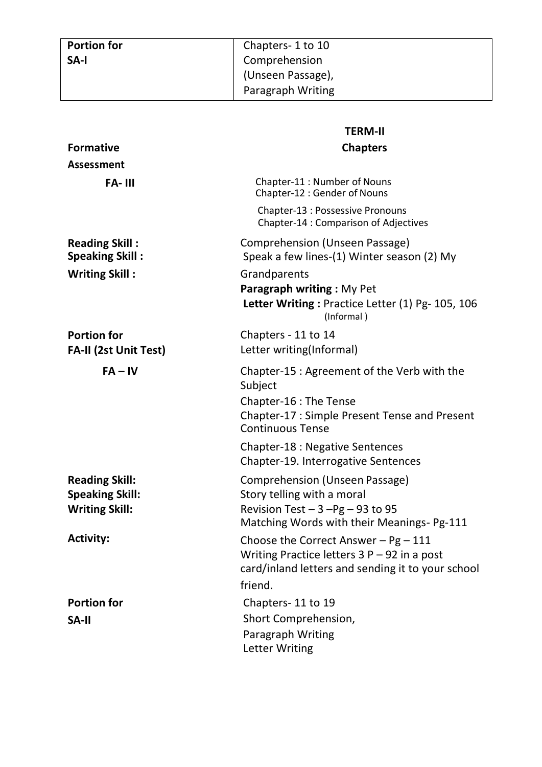| Portion for SA-I | Chapters- 1 to 10<br>Comprehension<br>(Unseen Passage),<br>Paragraph Writing |
|---|---|

## TERM-II

| Formative Assessment | Chapters |
|---|---|
| **FA- III** | Chapter-11 : Number of Nouns<br>Chapter-12 : Gender of Nouns<br>Chapter-13 : Possessive Pronouns<br>Chapter-14 : Comparison of Adjectives |
| **Reading Skill :** | Comprehension (Unseen Passage) |
| **Speaking Skill :** | Speak a few lines-(1) Winter season (2) My Grandparents |
| **Writing Skill :** | **Paragraph writing :** My Pet<br>**Letter Writing :** Practice Letter (1) Pg- 105, 106 (Informal ) |
| **Portion for FA-II (2st Unit Test)** | Chapters - 11 to 14<br>Letter writing(Informal) |
| **FA – IV** | Chapter-15 : Agreement of the Verb with the Subject<br>Chapter-16 : The Tense<br>Chapter-17 : Simple Present Tense and Present Continuous Tense<br>Chapter-18 : Negative Sentences<br>Chapter-19. Interrogative Sentences |
| **Reading Skill:** | Comprehension (Unseen Passage) |
| **Speaking Skill:** | Story telling with a moral |
| **Writing Skill:** | Revision Test – 3 –Pg – 93 to 95<br>Matching Words with their Meanings- Pg-111 |
| **Activity:** | Choose the Correct Answer – Pg – 111<br>Writing Practice letters 3 P – 92 in a post card/inland letters and sending it to your school friend. |
| **Portion for SA-II** | Chapters- 11 to 19<br>Short Comprehension,<br>Paragraph Writing<br>Letter Writing |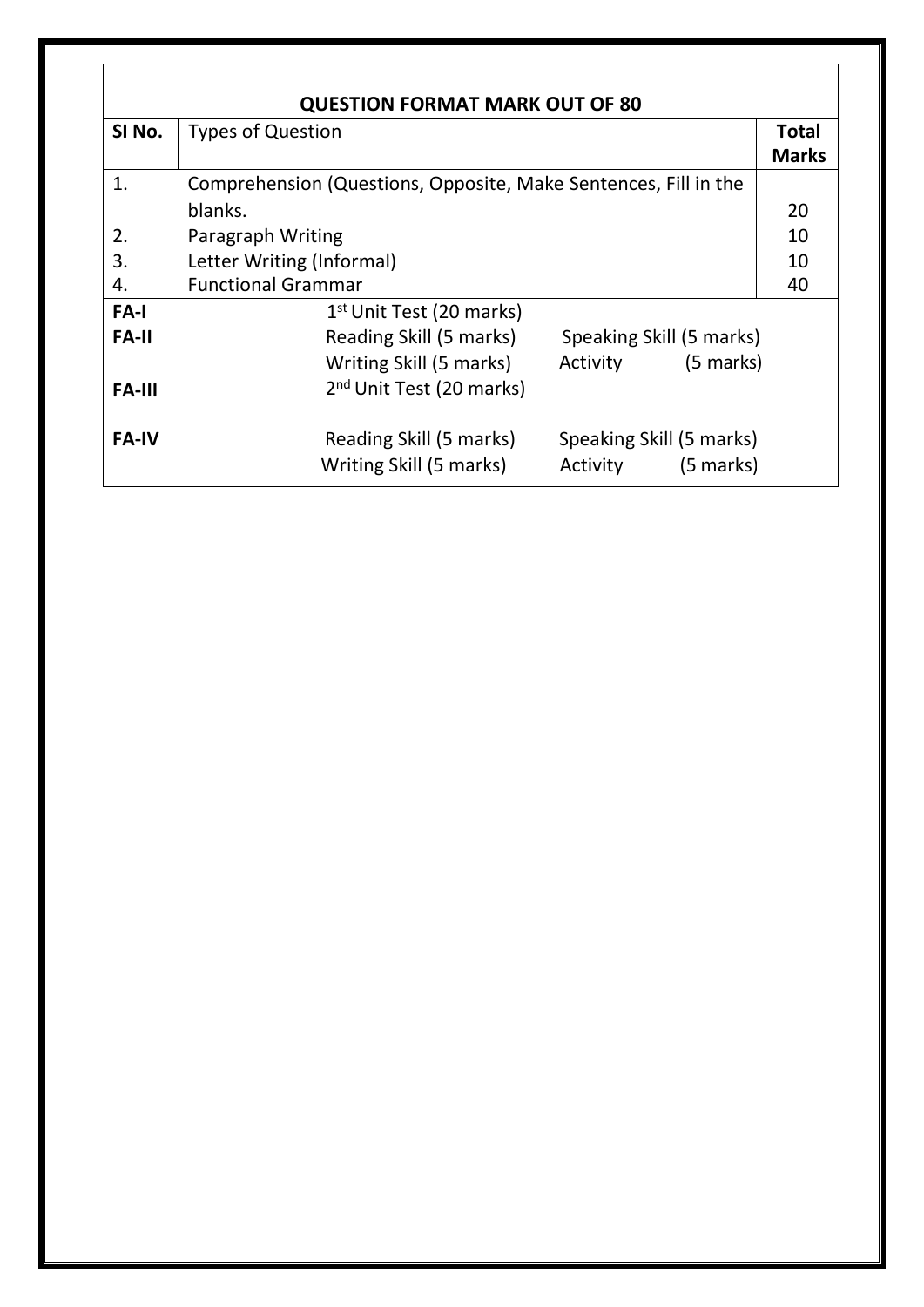## QUESTION FORMAT MARK OUT OF 80

| SI No. | Types of Question | Total Marks |
|---|---|---|
| 1. | Comprehension (Questions, Opposite, Make Sentences, Fill in the blanks. | 20 |
| 2. | Paragraph Writing | 10 |
| 3. | Letter Writing (Informal) | 10 |
| 4. | Functional Grammar | 40 |

| | | |
|---|---|---|
| **FA-I** | 1st Unit Test (20 marks) | |
| **FA-II** | Reading Skill (5 marks) | Speaking Skill (5 marks) |
| | Writing Skill (5 marks) | Activity (5 marks) |
| **FA-III** | 2nd Unit Test (20 marks) | |
| **FA-IV** | Reading Skill (5 marks) | Speaking Skill (5 marks) |
| | Writing Skill (5 marks) | Activity (5 marks) |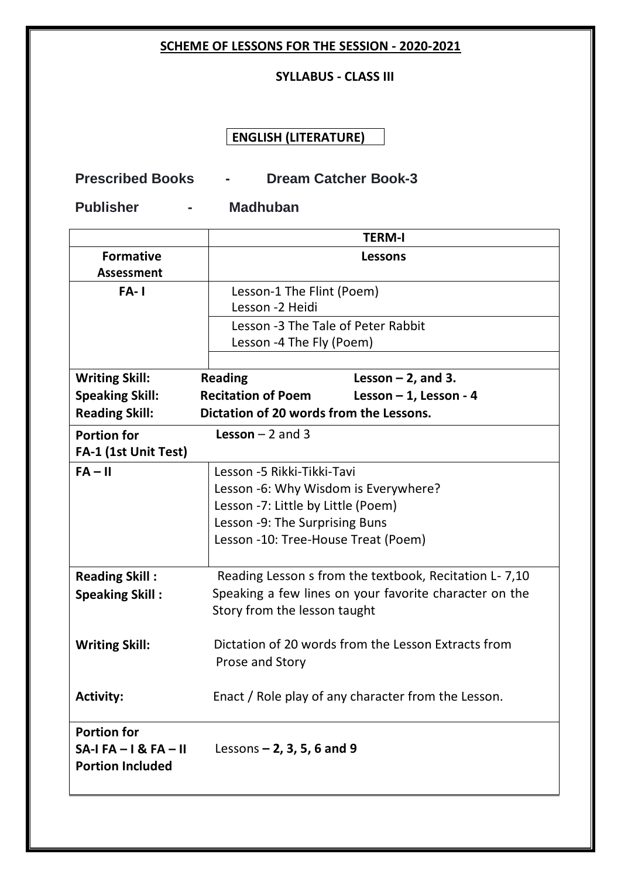**SCHEME OF LESSONS FOR THE SESSION - 2020-2021**

**SYLLABUS - CLASS III**

**ENGLISH (LITERATURE)**

**Prescribed Books - Dream Catcher Book-3**

**Publisher - Madhuban**

| | **TERM-I** |
|---|---|
| **Formative Assessment** | **Lessons** |
| **FA- I** | Lesson-1 The Flint (Poem)<br>Lesson -2 Heidi<br>Lesson -3 The Tale of Peter Rabbit<br>Lesson -4 The Fly (Poem) |
| **Writing Skill:**<br>**Speaking Skill:**<br>**Reading Skill:** | **Reading** **Lesson – 2, and 3.**<br>**Recitation of Poem** **Lesson – 1, Lesson - 4**<br>**Dictation of 20 words from the Lessons.** |
| **Portion for FA-1 (1st Unit Test)** | **Lesson** – 2 and 3 |
| **FA – II** | Lesson -5 Rikki-Tikki-Tavi<br>Lesson -6: Why Wisdom is Everywhere?<br>Lesson -7: Little by Little (Poem)<br>Lesson -9: The Surprising Buns<br>Lesson -10: Tree-House Treat (Poem) |
| **Reading Skill :**<br>**Speaking Skill :**<br><br>**Writing Skill:**<br><br>**Activity:** | Reading Lesson s from the textbook, Recitation L- 7,10<br>Speaking a few lines on your favorite character on the Story from the lesson taught<br><br>Dictation of 20 words from the Lesson Extracts from Prose and Story<br><br>Enact / Role play of any character from the Lesson. |
| **Portion for SA-I FA – I & FA – II Portion Included** | Lessons **– 2, 3, 5, 6 and 9** |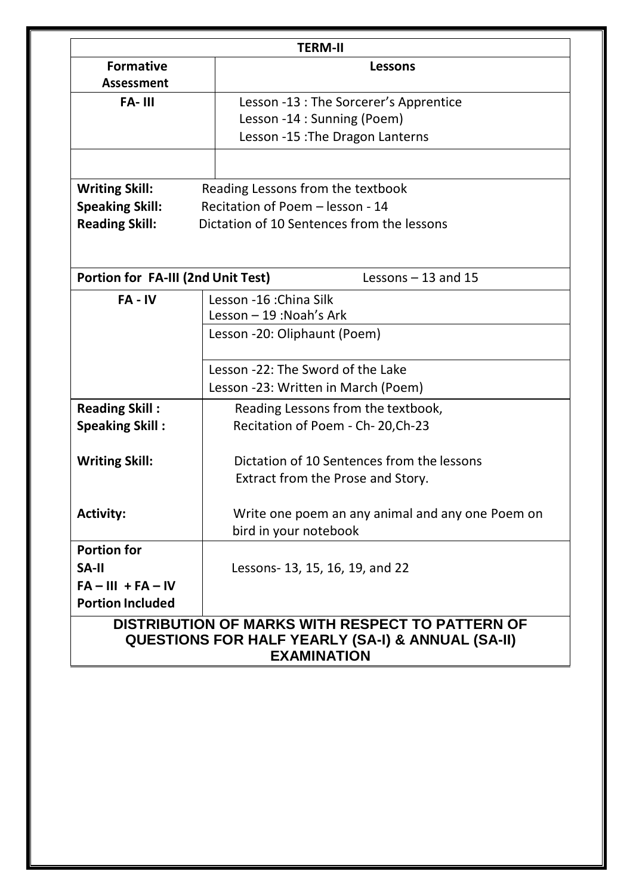| TERM-II | |
|---|---|
| **Formative Assessment** | **Lessons** |
| **FA- III** | Lesson -13 : The Sorcerer's Apprentice<br>Lesson -14 : Sunning (Poem)<br>Lesson -15 :The Dragon Lanterns |
| | |
| **Writing Skill:** Reading Lessons from the textbook<br>**Speaking Skill:** Recitation of Poem – lesson - 14<br>**Reading Skill:** Dictation of 10 Sentences from the lessons | |
| **Portion for FA-III (2nd Unit Test)** | Lessons – 13 and 15 |
| **FA - IV** | Lesson -16 :China Silk<br>Lesson – 19 :Noah's Ark |
| | Lesson -20: Oliphaunt (Poem) |
| | Lesson -22: The Sword of the Lake<br>Lesson -23: Written in March (Poem) |
| **Reading Skill :** | Reading Lessons from the textbook, |
| **Speaking Skill :** | Recitation of Poem - Ch- 20,Ch-23 |
| **Writing Skill:** | Dictation of 10 Sentences from the lessons<br>Extract from the Prose and Story. |
| **Activity:** | Write one poem an any animal and any one Poem on bird in your notebook |
| **Portion for SA-II FA – III + FA – IV Portion Included** | Lessons- 13, 15, 16, 19, and 22 |

**DISTRIBUTION OF MARKS WITH RESPECT TO PATTERN OF QUESTIONS FOR HALF YEARLY (SA-I) & ANNUAL (SA-II) EXAMINATION**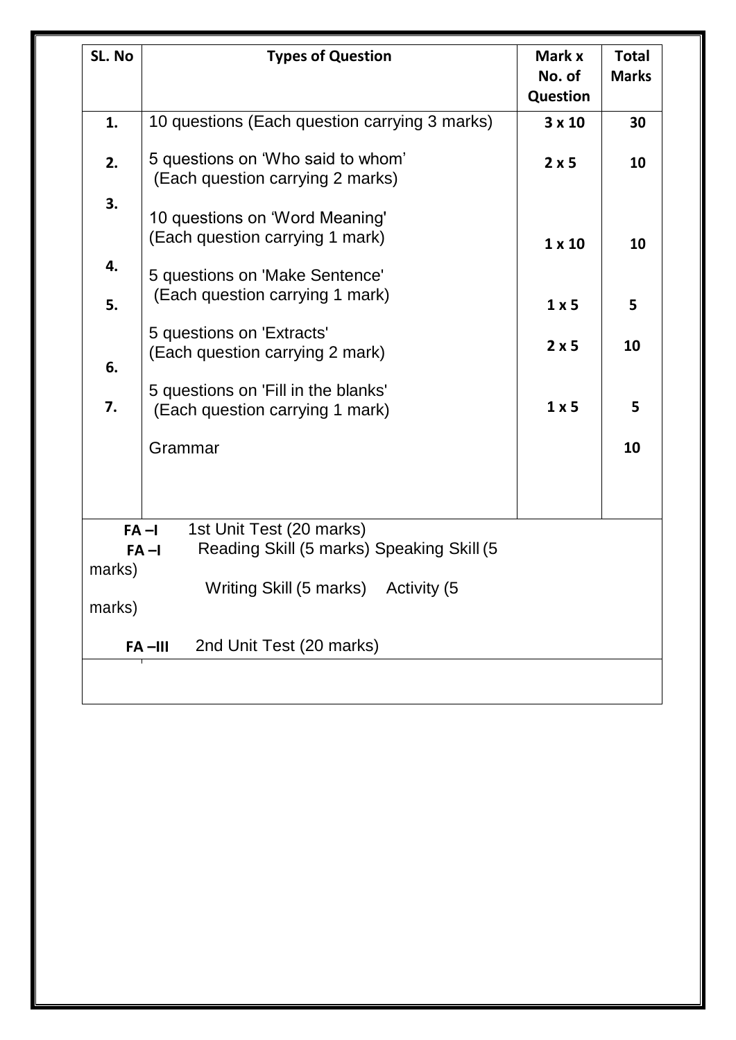| SL. No | Types of Question | Mark x No. of Question | Total Marks |
|---|---|---|---|
| 1. | 10 questions (Each question carrying 3 marks) | 3 x 10 | 30 |
| 2. | 5 questions on 'Who said to whom' (Each question carrying 2 marks) | 2 x 5 | 10 |
| 3. | 10 questions on 'Word Meaning' (Each question carrying 1 mark) | 1 x 10 | 10 |
| 4. | 5 questions on 'Make Sentence' (Each question carrying 1 mark) | 1 x 5 | 5 |
| 5. | 5 questions on 'Extracts' (Each question carrying 2 mark) | 2 x 5 | 10 |
| 6. | 5 questions on 'Fill in the blanks' (Each question carrying 1 mark) | 1 x 5 | 5 |
| 7. | Grammar | | 10 |

**FA –I** 1st Unit Test (20 marks)

**FA –I** Reading Skill (5 marks) Speaking Skill (5 marks)

Writing Skill (5 marks) Activity (5 marks)

**FA –III** 2nd Unit Test (20 marks)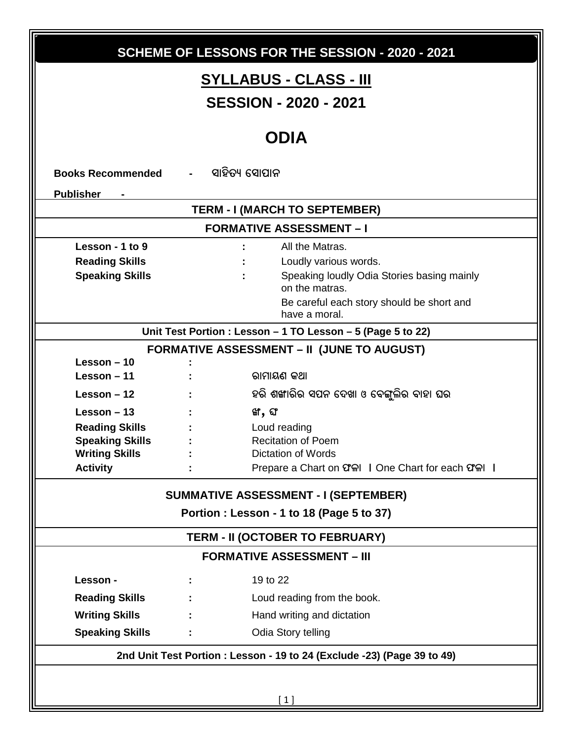## SCHEME OF LESSONS FOR THE SESSION - 2020 - 2021

# SYLLABUS - CLASS - III

## SESSION - 2020 - 2021

# ODIA

**Books Recommended** - ସାହିତ୍ୟ ସୋପାନ

**Publisher** -

### TERM - I (MARCH TO SEPTEMBER)

### FORMATIVE ASSESSMENT – I

| | | |
|---|---|---|
| **Lesson - 1 to 9** | : | All the Matras. |
| **Reading Skills** | : | Loudly various words. |
| **Speaking Skills** | : | Speaking loudly Odia Stories basing mainly on the matras. Be careful each story should be short and have a moral. |

**Unit Test Portion : Lesson – 1 TO Lesson – 5 (Page 5 to 22)**

### FORMATIVE ASSESSMENT – II (JUNE TO AUGUST)

| | | |
|---|---|---|
| **Lesson – 10** | : | |
| **Lesson – 11** | : | ରାମାୟଣ କଥା |
| **Lesson – 12** | : | ହରି ଶଙ୍ଖାରିର ସପନ ଦେଖା ଓ ବେଙ୍ଗୁଲିର ବାହା ଘର |
| **Lesson – 13** | : | ଙ୍ଗ, ଘ |
| **Reading Skills** | : | Loud reading |
| **Speaking Skills** | : | Recitation of Poem |
| **Writing Skills** | : | Dictation of Words |
| **Activity** | : | Prepare a Chart on ଫଳ । One Chart for each ଫଳ । |

### SUMMATIVE ASSESSMENT - I (SEPTEMBER)

**Portion : Lesson - 1 to 18 (Page 5 to 37)**

### TERM - II (OCTOBER TO FEBRUARY)

### FORMATIVE ASSESSMENT – III

| | | |
|---|---|---|
| **Lesson -** | : | 19 to 22 |
| **Reading Skills** | : | Loud reading from the book. |
| **Writing Skills** | : | Hand writing and dictation |
| **Speaking Skills** | : | Odia Story telling |

**2nd Unit Test Portion : Lesson - 19 to 24 (Exclude -23) (Page 39 to 49)**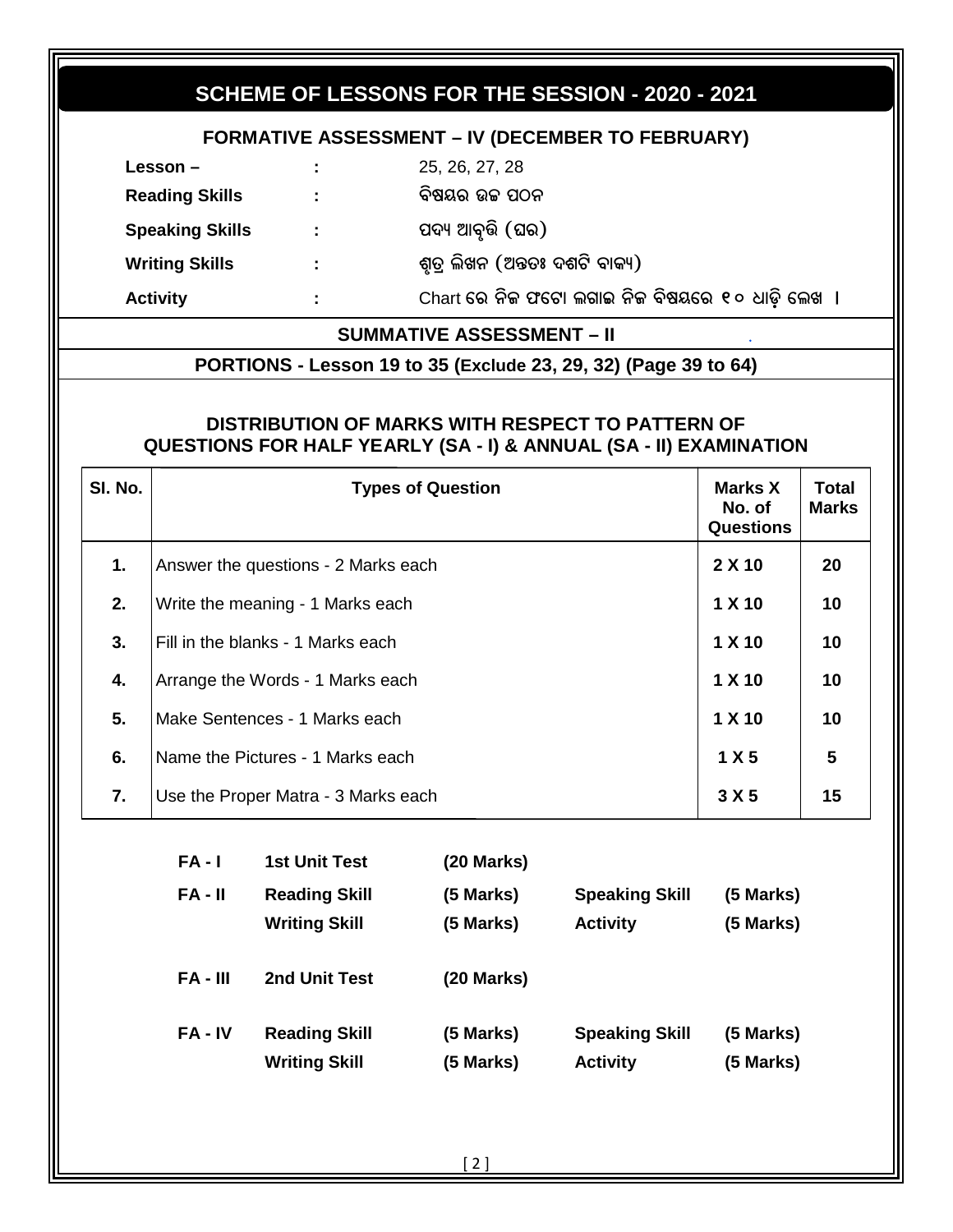# SCHEME OF LESSONS FOR THE SESSION - 2020 - 2021

## FORMATIVE ASSESSMENT – IV (DECEMBER TO FEBRUARY)

| | | |
|---|---|---|
| **Lesson –** | **:** | 25, 26, 27, 28 |
| **Reading Skills** | **:** | ବିଷୟର ଉଚ୍ଚ ପଠନ |
| **Speaking Skills** | **:** | ପଦ୍ୟ ଆବୃତ୍ତି (ଘର) |
| **Writing Skills** | **:** | ଶ୍ରୁତ ଲିଖନ (ଅନ୍ତତଃ ଦଶଟି ବାକ୍ୟ) |
| **Activity** | **:** | Chart ରେ ନିଜ ଫଟୋ ଲଗାଇ ନିଜ ବିଷୟରେ ୧୦ ଧାଡ଼ି ଲେଖ । |

## SUMMATIVE ASSESSMENT – II

**PORTIONS - Lesson 19 to 35 (Exclude 23, 29, 32) (Page 39 to 64)**

### DISTRIBUTION OF MARKS WITH RESPECT TO PATTERN OF QUESTIONS FOR HALF YEARLY (SA - I) & ANNUAL (SA - II) EXAMINATION

| Sl. No. | Types of Question | Marks X No. of Questions | Total Marks |
|---|---|---|---|
| 1. | Answer the questions - 2 Marks each | 2 X 10 | 20 |
| 2. | Write the meaning - 1 Marks each | 1 X 10 | 10 |
| 3. | Fill in the blanks - 1 Marks each | 1 X 10 | 10 |
| 4. | Arrange the Words - 1 Marks each | 1 X 10 | 10 |
| 5. | Make Sentences - 1 Marks each | 1 X 10 | 10 |
| 6. | Name the Pictures - 1 Marks each | 1 X 5 | 5 |
| 7. | Use the Proper Matra - 3 Marks each | 3 X 5 | 15 |

| | | | | |
|---|---|---|---|---|
| **FA - I** | **1st Unit Test** | **(20 Marks)** | | |
| **FA - II** | **Reading Skill** | **(5 Marks)** | **Speaking Skill** | **(5 Marks)** |
| | **Writing Skill** | **(5 Marks)** | **Activity** | **(5 Marks)** |
| **FA - III** | **2nd Unit Test** | **(20 Marks)** | | |
| **FA - IV** | **Reading Skill** | **(5 Marks)** | **Speaking Skill** | **(5 Marks)** |
| | **Writing Skill** | **(5 Marks)** | **Activity** | **(5 Marks)** |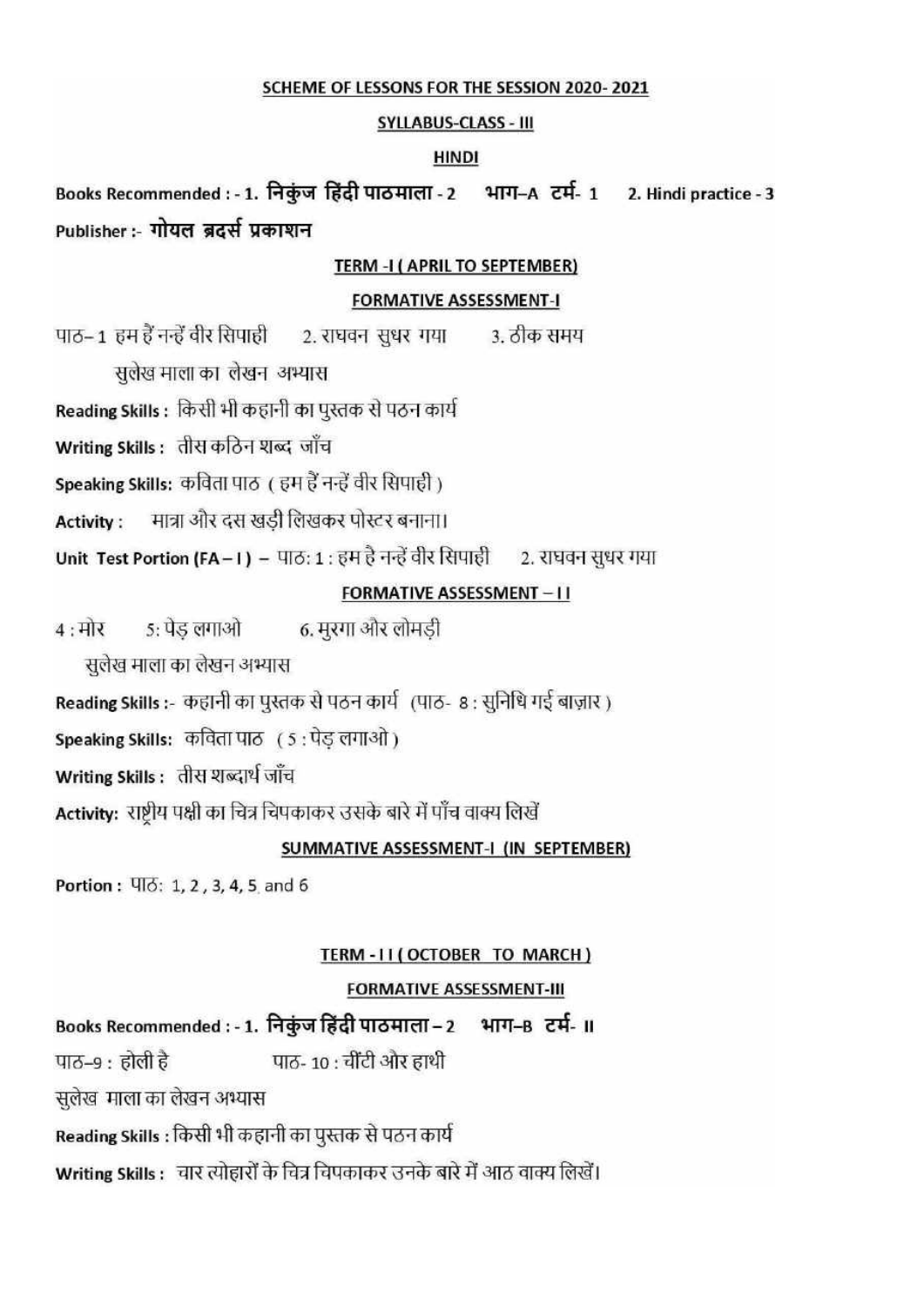## SCHEME OF LESSONS FOR THE SESSION 2020- 2021

### SYLLABUS-CLASS - III

### HINDI

**Books Recommended : - 1. निकुंज हिंदी पाठमाला - 2 भाग–A टर्म- 1 2. Hindi practice - 3**

**Publisher :- गोयल ब्रदर्स प्रकाशन**

### TERM -I ( APRIL TO SEPTEMBER)

#### FORMATIVE ASSESSMENT-I

पाठ– 1 हम हैं नन्हें वीर सिपाही 2. राघवन सुधर गया 3. ठीक समय

सुलेख माला का लेखन अभ्यास

**Reading Skills :** किसी भी कहानी का पुस्तक से पठन कार्य

**Writing Skills :** तीस कठिन शब्द जाँच

**Speaking Skills:** कविता पाठ ( हम हैं नन्हें वीर सिपाही )

**Activity :** मात्रा और दस खड़ी लिखकर पोस्टर बनाना।

**Unit Test Portion (FA – I ) –** पाठ: 1 : हम है नन्हें वीर सिपाही 2. राघवन सुधर गया

#### FORMATIVE ASSESSMENT – I I

4 : मोर 5: पेड़ लगाओ 6. मुरगा और लोमड़ी

सुलेख माला का लेखन अभ्यास

**Reading Skills :-** कहानी का पुस्तक से पठन कार्य (पाठ- 8 : सुनिधि गई बाज़ार )

**Speaking Skills:** कविता पाठ ( 5 : पेड़ लगाओ )

**Writing Skills :** तीस शब्दार्थ जाँच

**Activity:** राष्ट्रीय पक्षी का चित्र चिपकाकर उसके बारे में पाँच वाक्य लिखें

#### SUMMATIVE ASSESSMENT-I (IN SEPTEMBER)

**Portion :** पाठ: 1, 2 , 3, 4, 5 and 6

### TERM - I I ( OCTOBER TO MARCH )

#### FORMATIVE ASSESSMENT-III

**Books Recommended : - 1. निकुंज हिंदी पाठमाला – 2 भाग–B टर्म- II**

पाठ–9 : होली है पाठ- 10 : चींटी और हाथी

सुलेख माला का लेखन अभ्यास

**Reading Skills :** किसी भी कहानी का पुस्तक से पठन कार्य

**Writing Skills :** चार त्योहारों के चित्र चिपकाकर उनके बारे में आठ वाक्य लिखें।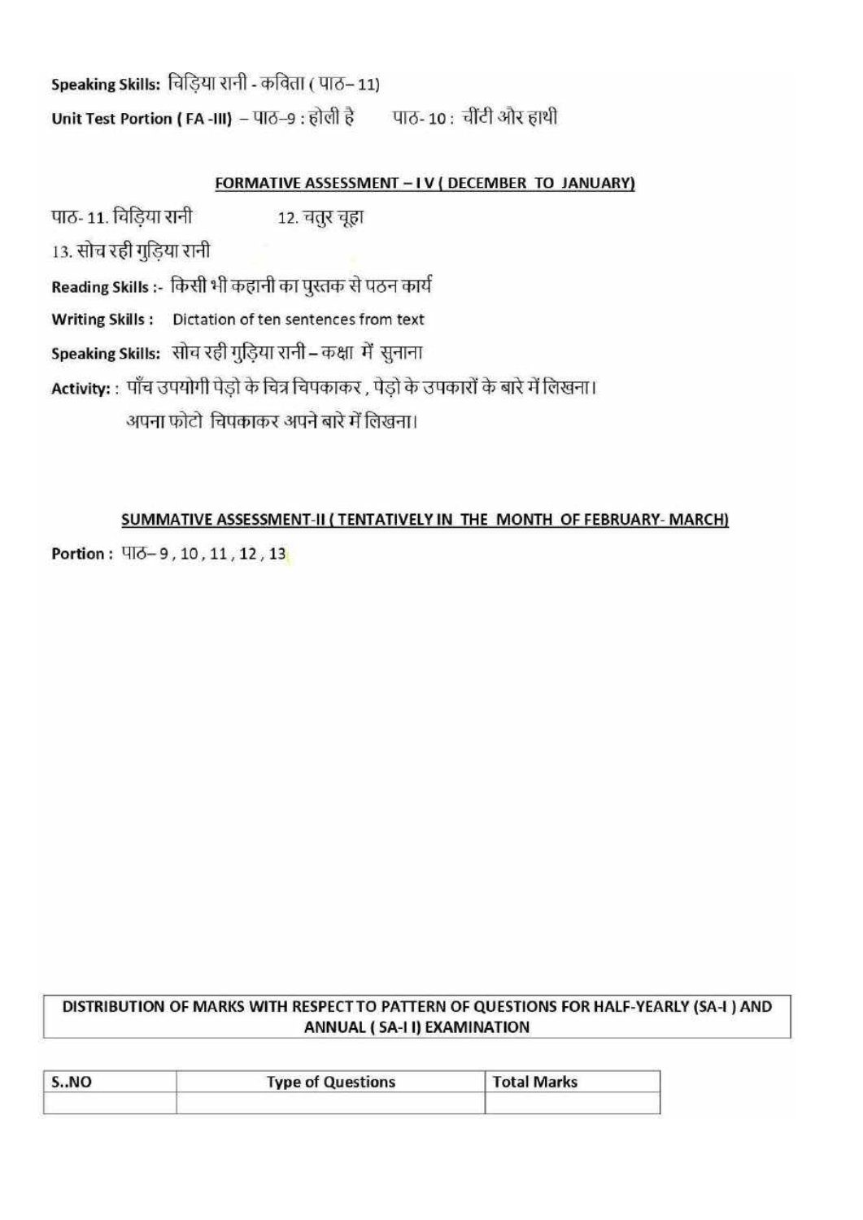**Speaking Skills:** चिड़िया रानी - कविता ( पाठ– 11)

**Unit Test Portion ( FA -III)** – पाठ–9 : होली है पाठ- 10 : चींटी और हाथी

## FORMATIVE ASSESSMENT – I V ( DECEMBER TO JANUARY)

पाठ- 11. चिड़िया रानी 12. चतुर चूहा

13. सोच रही गुड़िया रानी

**Reading Skills :-** किसी भी कहानी का पुस्तक से पठन कार्य

**Writing Skills :** Dictation of ten sentences from text

**Speaking Skills:** सोच रही गुड़िया रानी – कक्षा में सुनाना

**Activity:** : पाँच उपयोगी पेड़ो के चित्र चिपकाकर , पेड़ो के उपकारों के बारे में लिखना।

अपना फोटो चिपकाकर अपने बारे में लिखना।

## SUMMATIVE ASSESSMENT-II ( TENTATIVELY IN THE MONTH OF FEBRUARY- MARCH)

**Portion :** पाठ– 9 , 10 , 11 , 12 , 13

**DISTRIBUTION OF MARKS WITH RESPECT TO PATTERN OF QUESTIONS FOR HALF-YEARLY (SA-I ) AND ANNUAL ( SA-I I) EXAMINATION**

| S..NO | Type of Questions | Total Marks |
| --- | --- | --- |
| | | |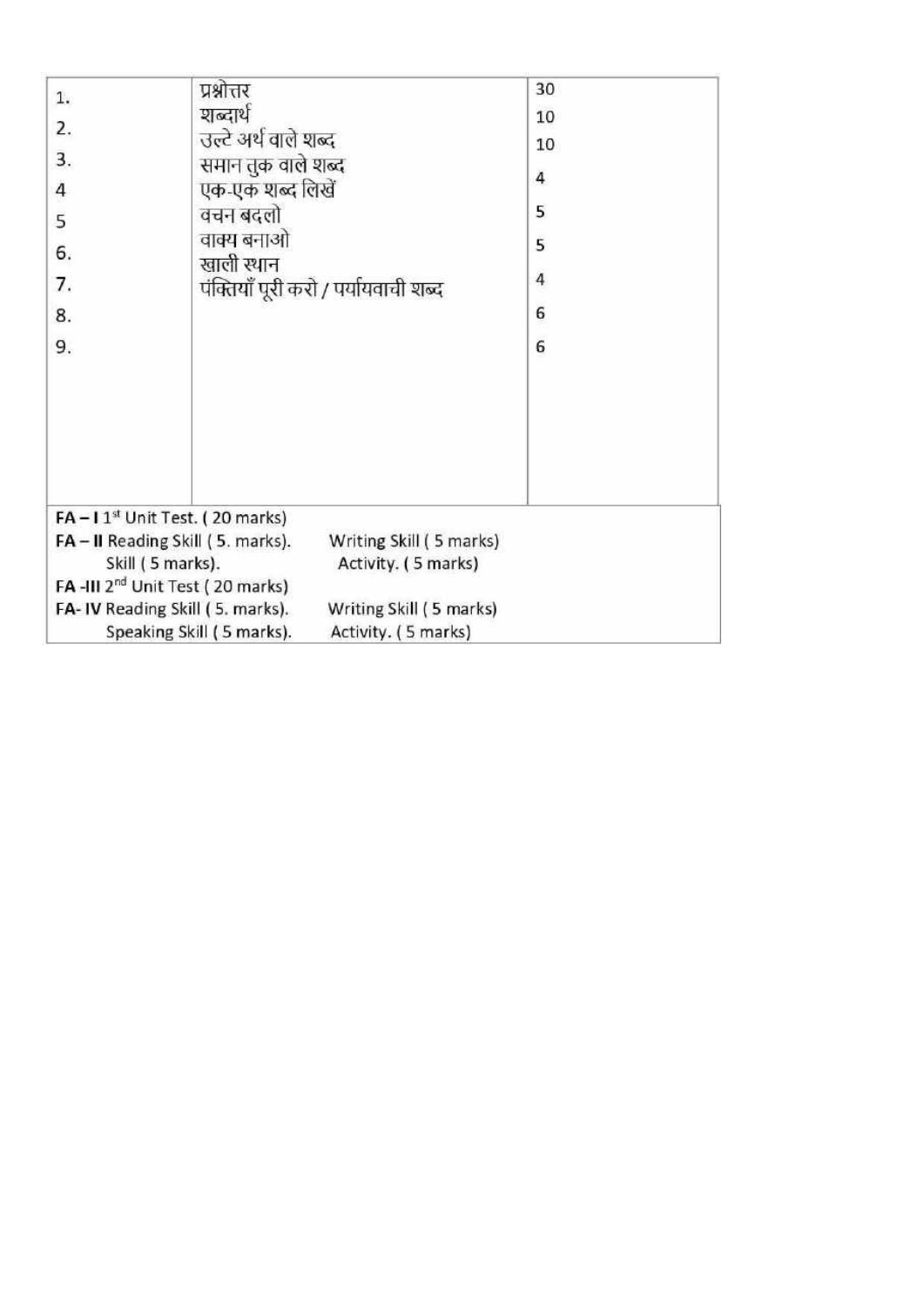| | | |
|---|---|---|
| 1. | प्रश्नोत्तर | 30 |
| 2. | शब्दार्थ | 10 |
| 3. | उल्टे अर्थ वाले शब्द | 10 |
| 4 | समान तुक वाले शब्द | 4 |
| 5 | एक-एक शब्द लिखें | 5 |
| 6. | वचन बदलो | 5 |
| 7. | वाक्य बनाओ | 4 |
| 8. | खाली स्थान | 6 |
| 9. | पंक्तियाँ पूरी करो / पर्यायवाची शब्द | 6 |

**FA – I** 1st Unit Test. ( 20 marks)

**FA – II** Reading Skill ( 5. marks). Writing Skill ( 5 marks)
Skill ( 5 marks). Activity. ( 5 marks)

**FA -III** 2nd Unit Test ( 20 marks)

**FA- IV** Reading Skill ( 5. marks). Writing Skill ( 5 marks)
Speaking Skill ( 5 marks). Activity. ( 5 marks)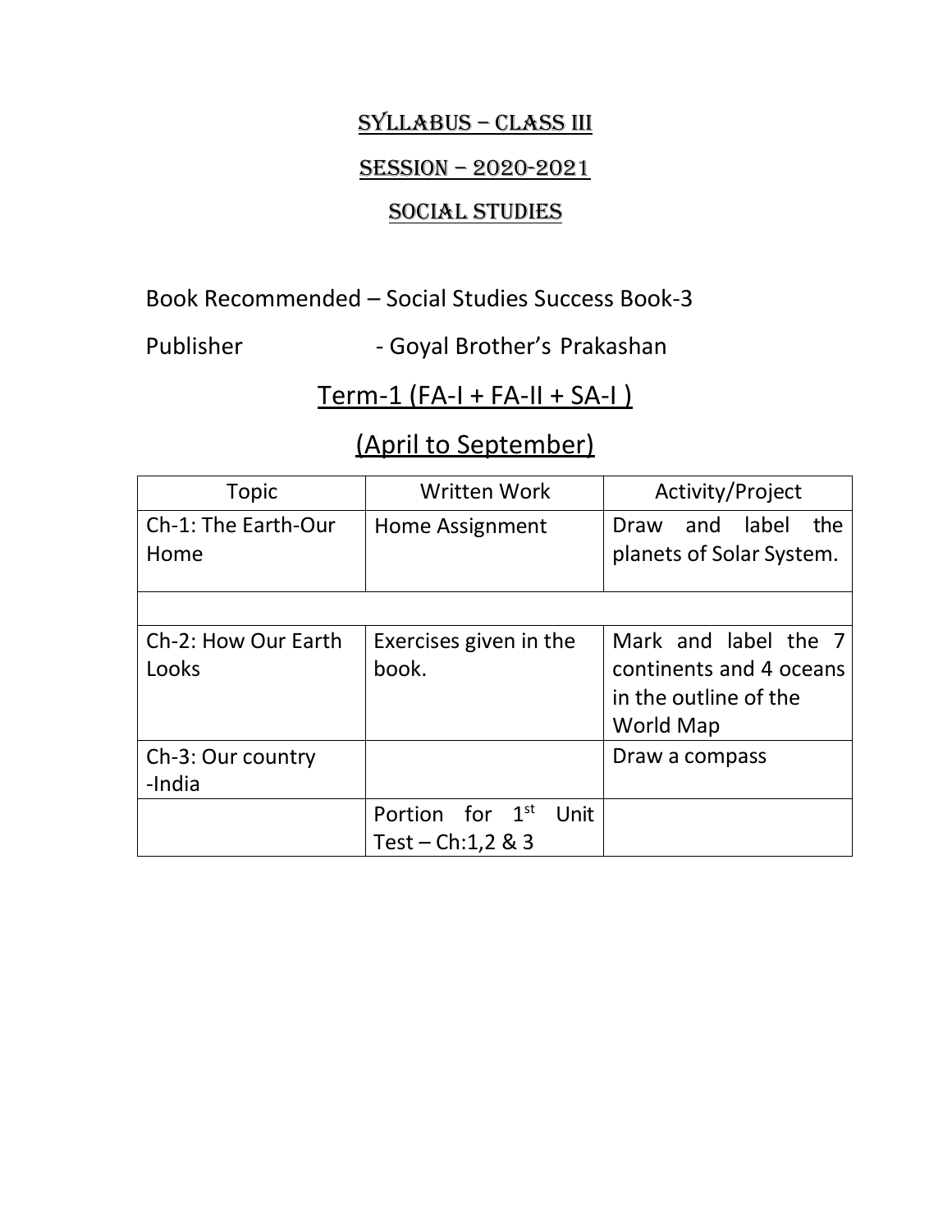# SYLLABUS – CLASS III

## SESSION – 2020-2021

## SOCIAL STUDIES

Book Recommended – Social Studies Success Book-3

Publisher - Goyal Brother's Prakashan

## Term-1 (FA-I + FA-II + SA-I )

## (April to September)

| Topic | Written Work | Activity/Project |
|---|---|---|
| Ch-1: The Earth-Our Home | Home Assignment | Draw and label the planets of Solar System. |
| | | |
| Ch-2: How Our Earth Looks | Exercises given in the book. | Mark and label the 7 continents and 4 oceans in the outline of the World Map |
| Ch-3: Our country -India | | Draw a compass |
| | Portion for 1st Unit Test – Ch:1,2 & 3 | |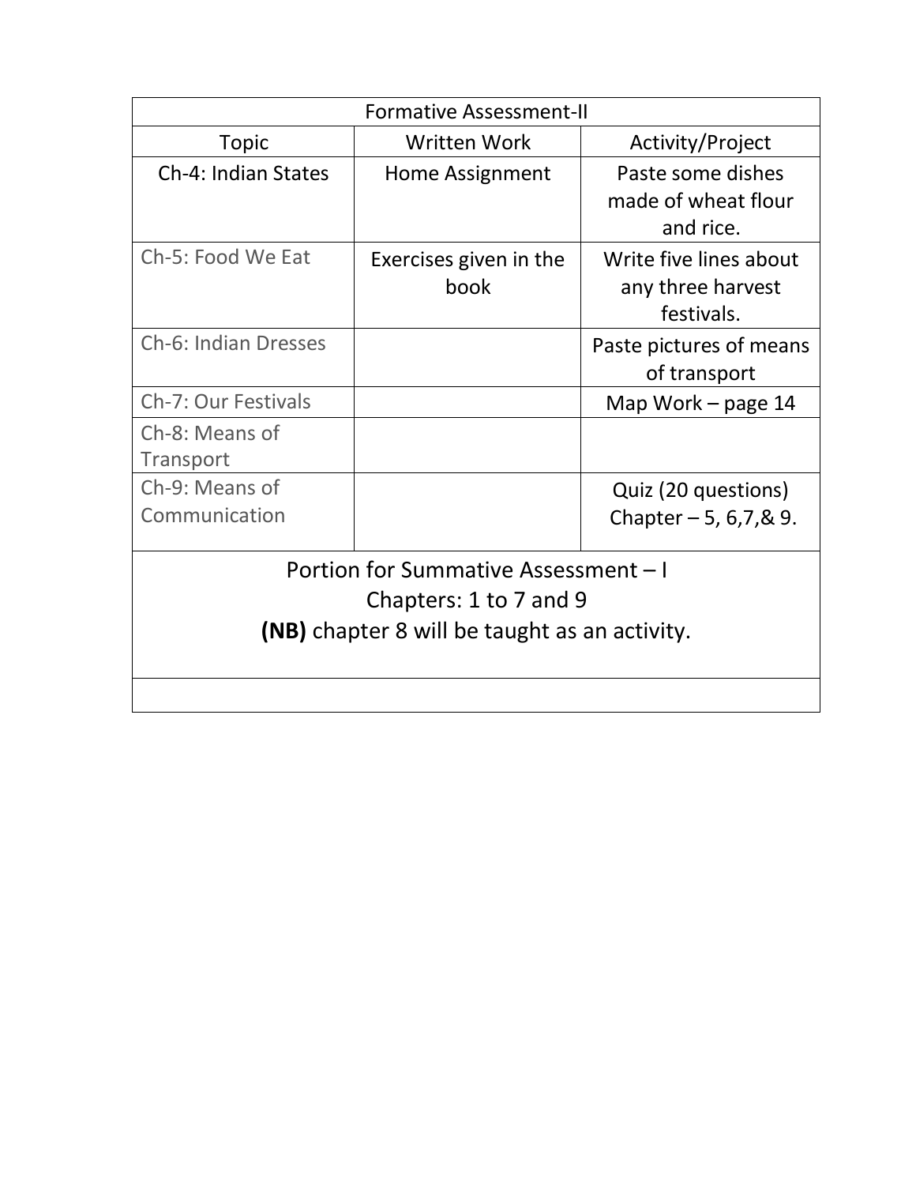| Formative Assessment-II | | |
|---|---|---|
| Topic | Written Work | Activity/Project |
| Ch-4: Indian States | Home Assignment | Paste some dishes made of wheat flour and rice. |
| Ch-5: Food We Eat | Exercises given in the book | Write five lines about any three harvest festivals. |
| Ch-6: Indian Dresses | | Paste pictures of means of transport |
| Ch-7: Our Festivals | | Map Work – page 14 |
| Ch-8: Means of Transport | | |
| Ch-9: Means of Communication | | Quiz (20 questions) Chapter – 5, 6,7,& 9. |

Portion for Summative Assessment – I

Chapters: 1 to 7 and 9

**(NB)** chapter 8 will be taught as an activity.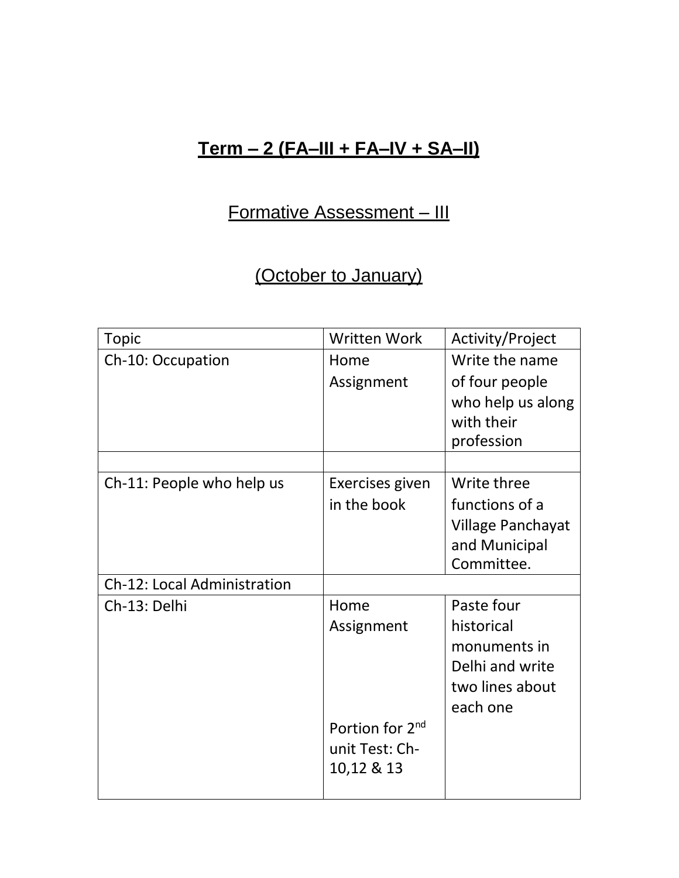# **Term – 2 (FA–III + FA–IV + SA–II)**

## Formative Assessment – III

## (October to January)

| Topic | Written Work | Activity/Project |
|---|---|---|
| Ch-10: Occupation | Home Assignment | Write the name of four people who help us along with their profession |
| | | |
| Ch-11: People who help us | Exercises given in the book | Write three functions of a Village Panchayat and Municipal Committee. |
| Ch-12: Local Administration | | |
| Ch-13: Delhi | Home Assignment<br><br>Portion for 2nd unit Test: Ch-10,12 & 13 | Paste four historical monuments in Delhi and write two lines about each one |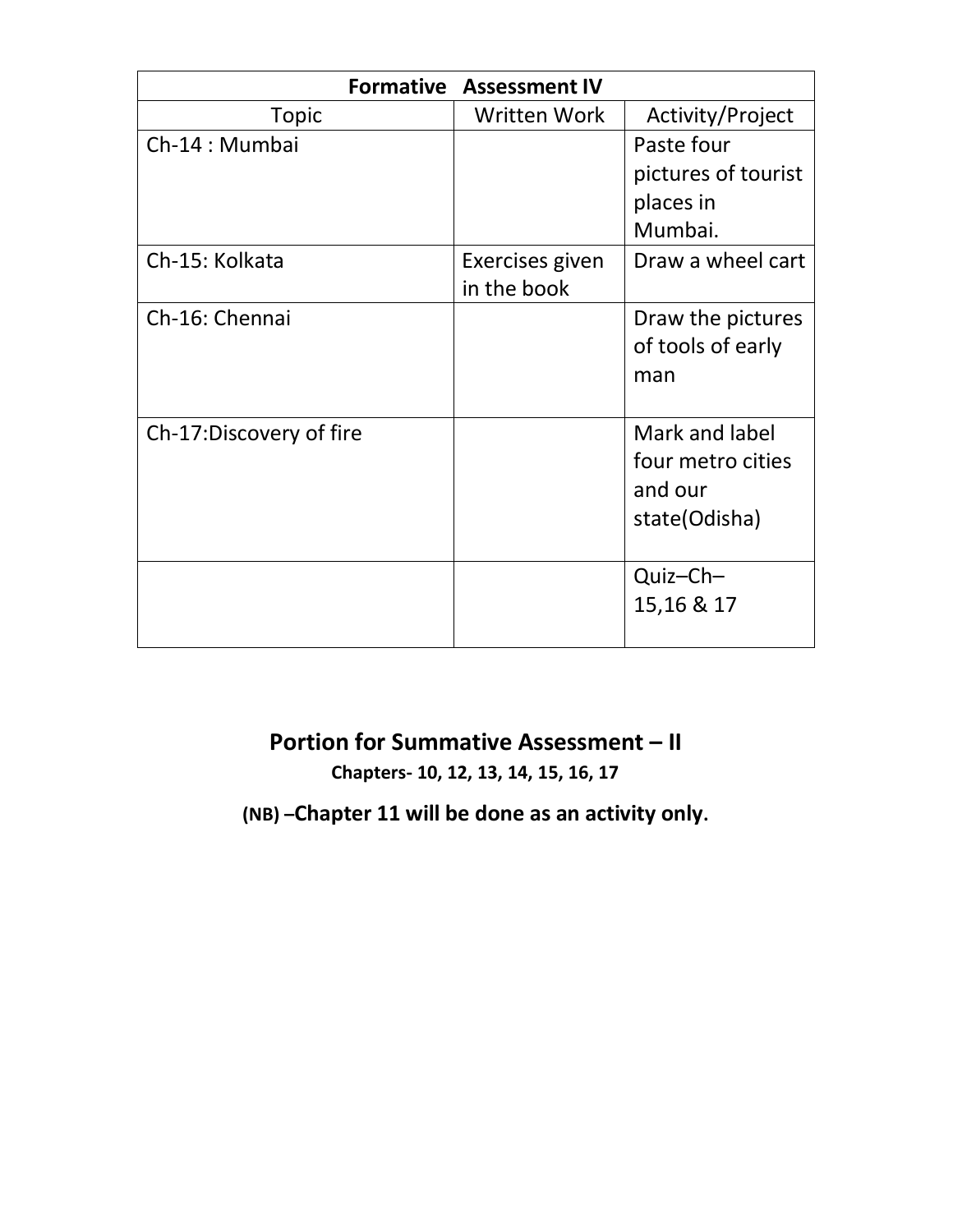| Formative Assessment IV | | |
|---|---|---|
| Topic | Written Work | Activity/Project |
| Ch-14 : Mumbai | | Paste four pictures of tourist places in Mumbai. |
| Ch-15: Kolkata | Exercises given in the book | Draw a wheel cart |
| Ch-16: Chennai | | Draw the pictures of tools of early man |
| Ch-17:Discovery of fire | | Mark and label four metro cities and our state(Odisha) |
| | | Quiz–Ch– 15,16 & 17 |

## Portion for Summative Assessment – II

**Chapters- 10, 12, 13, 14, 15, 16, 17**

**(NB) –Chapter 11 will be done as an activity only.**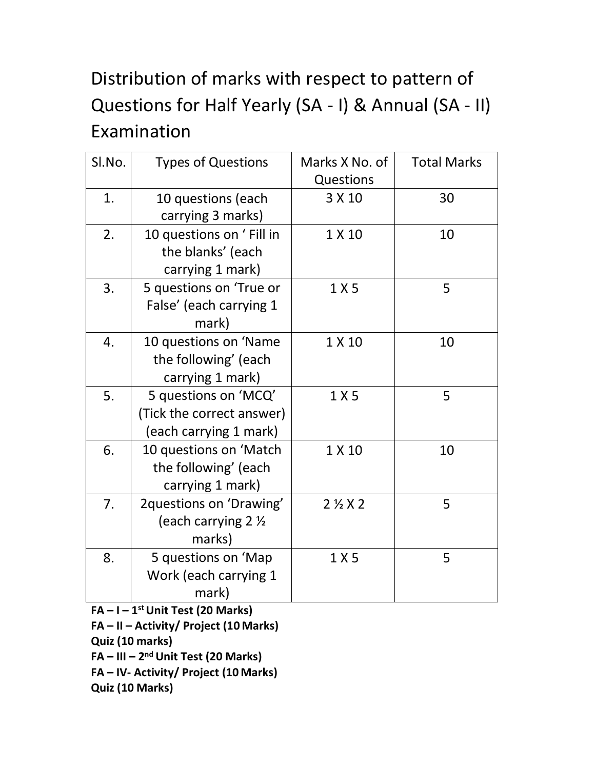# Distribution of marks with respect to pattern of Questions for Half Yearly (SA - I) & Annual (SA - II) Examination

| Sl.No. | Types of Questions | Marks X No. of Questions | Total Marks |
|---|---|---|---|
| 1. | 10 questions (each carrying 3 marks) | 3 X 10 | 30 |
| 2. | 10 questions on ' Fill in the blanks' (each carrying 1 mark) | 1 X 10 | 10 |
| 3. | 5 questions on 'True or False' (each carrying 1 mark) | 1 X 5 | 5 |
| 4. | 10 questions on 'Name the following' (each carrying 1 mark) | 1 X 10 | 10 |
| 5. | 5 questions on 'MCQ' (Tick the correct answer) (each carrying 1 mark) | 1 X 5 | 5 |
| 6. | 10 questions on 'Match the following' (each carrying 1 mark) | 1 X 10 | 10 |
| 7. | 2questions on 'Drawing' (each carrying 2 ½ marks) | 2 ½ X 2 | 5 |
| 8. | 5 questions on 'Map Work (each carrying 1 mark) | 1 X 5 | 5 |

**FA – I – 1st Unit Test (20 Marks)**
**FA – II – Activity/ Project (10 Marks)**
**Quiz (10 marks)**
**FA – III – 2nd Unit Test (20 Marks)**
**FA – IV- Activity/ Project (10 Marks)**
**Quiz (10 Marks)**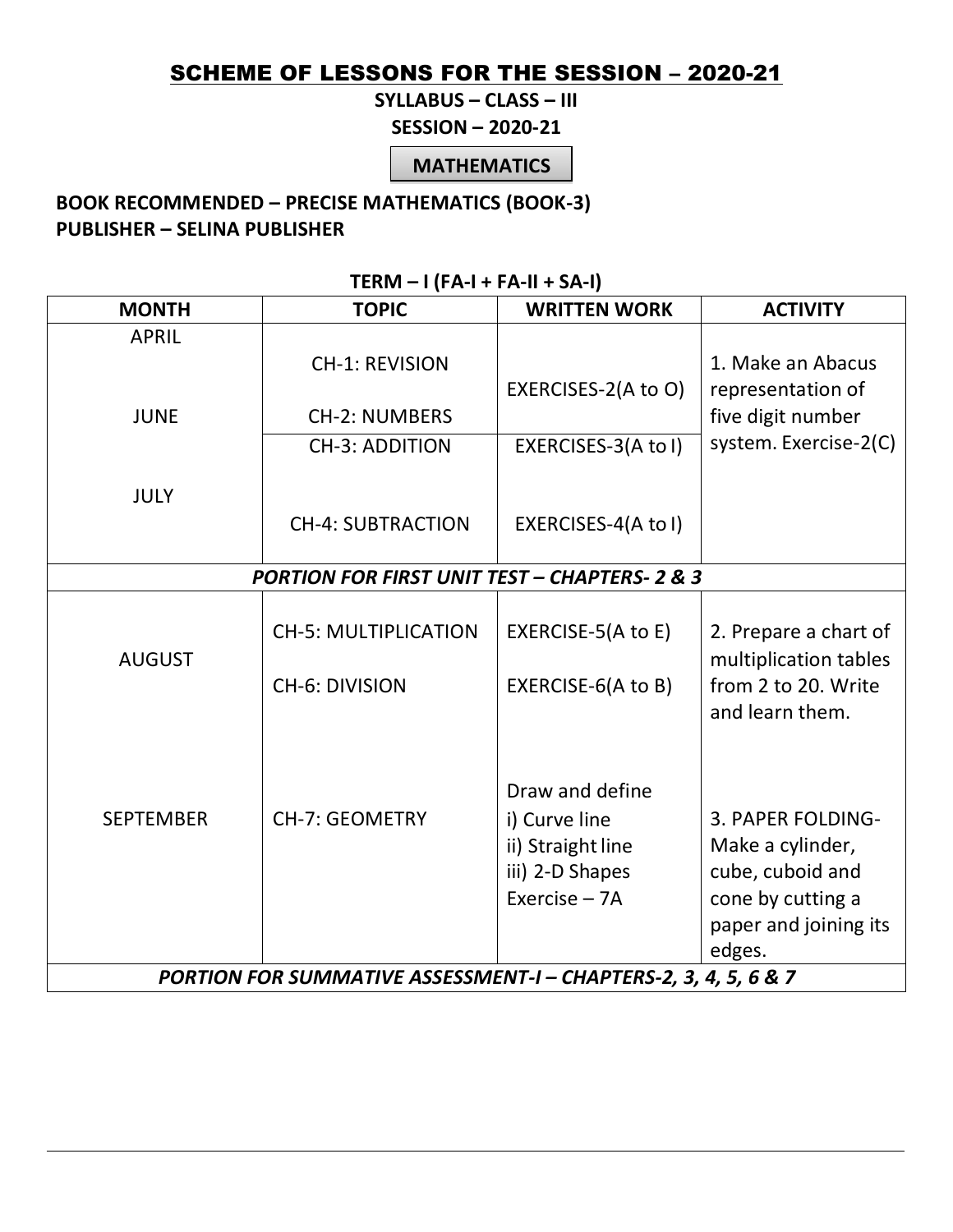# SCHEME OF LESSONS FOR THE SESSION – 2020-21

**SYLLABUS – CLASS – III**

**SESSION – 2020-21**

**MATHEMATICS**

**BOOK RECOMMENDED – PRECISE MATHEMATICS (BOOK-3)**
**PUBLISHER – SELINA PUBLISHER**

**TERM – I (FA-I + FA-II + SA-I)**

| MONTH | TOPIC | WRITTEN WORK | ACTIVITY |
|---|---|---|---|
| APRIL<br>JUNE | CH-1: REVISION<br>CH-2: NUMBERS | EXERCISES-2(A to O) | 1. Make an Abacus representation of five digit number system. Exercise-2(C) |
| JULY | CH-3: ADDITION | EXERCISES-3(A to I) | |
| | CH-4: SUBTRACTION | EXERCISES-4(A to I) | |
| ***PORTION FOR FIRST UNIT TEST – CHAPTERS- 2 & 3*** | | | |
| AUGUST | CH-5: MULTIPLICATION<br>CH-6: DIVISION | EXERCISE-5(A to E)<br>EXERCISE-6(A to B) | 2. Prepare a chart of multiplication tables from 2 to 20. Write and learn them. |
| SEPTEMBER | CH-7: GEOMETRY | Draw and define<br>i) Curve line<br>ii) Straight line<br>iii) 2-D Shapes<br>Exercise – 7A | 3. PAPER FOLDING- Make a cylinder, cube, cuboid and cone by cutting a paper and joining its edges. |
| ***PORTION FOR SUMMATIVE ASSESSMENT-I – CHAPTERS-2, 3, 4, 5, 6 & 7*** | | | |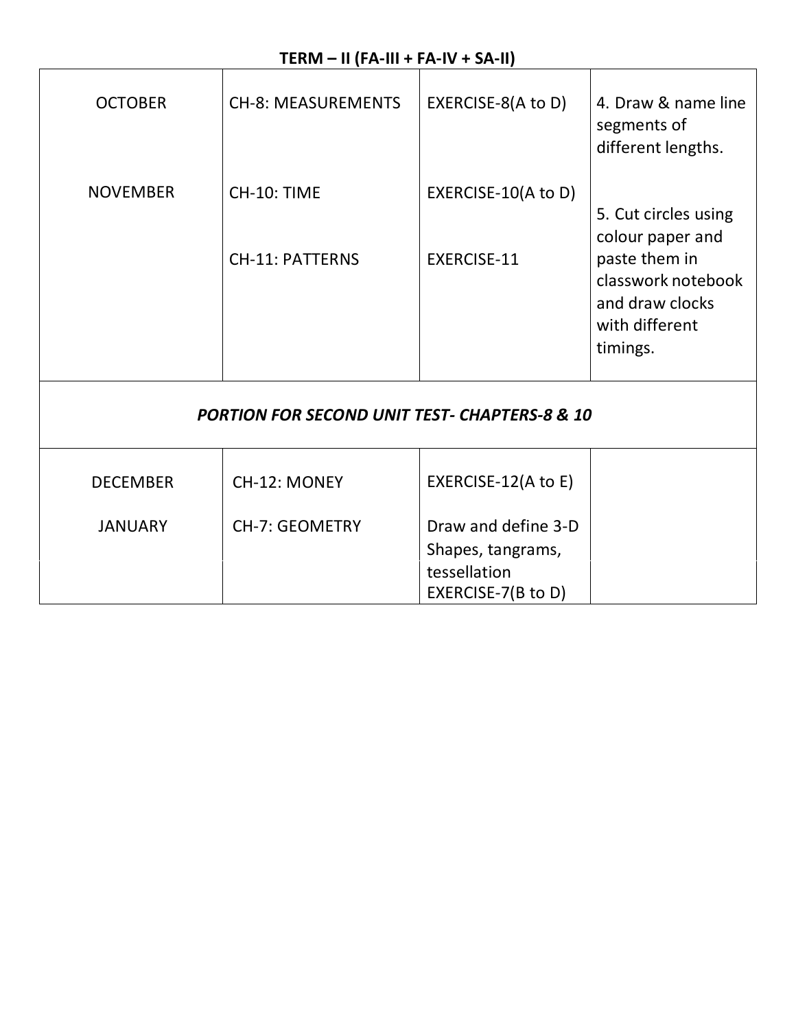**TERM – II (FA-III + FA-IV + SA-II)**

| | | | |
|---|---|---|---|
| OCTOBER | CH-8: MEASUREMENTS | EXERCISE-8(A to D) | 4. Draw & name line segments of different lengths. |
| NOVEMBER | CH-10: TIME<br><br>CH-11: PATTERNS | EXERCISE-10(A to D)<br><br>EXERCISE-11 | 5. Cut circles using colour paper and paste them in classwork notebook and draw clocks with different timings. |
| ***PORTION FOR SECOND UNIT TEST- CHAPTERS-8 & 10*** | | | |
| DECEMBER | CH-12: MONEY | EXERCISE-12(A to E) | |
| JANUARY | CH-7: GEOMETRY | Draw and define 3-D Shapes, tangrams, tessellation EXERCISE-7(B to D) | |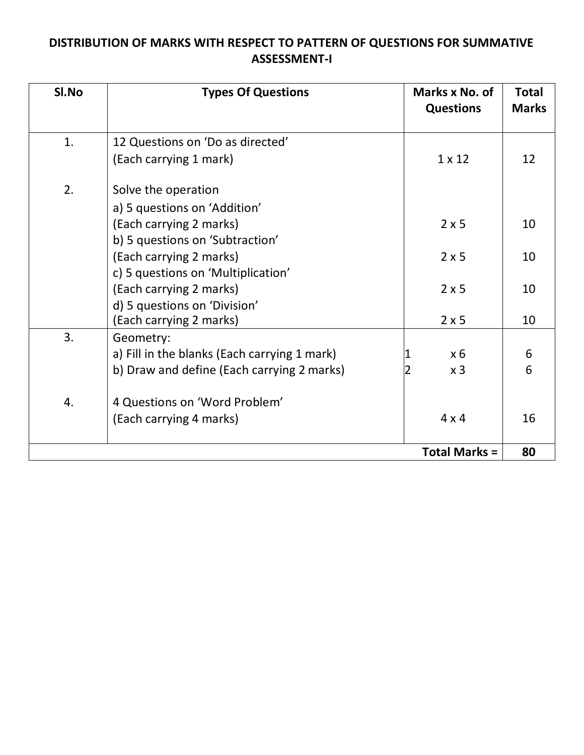**DISTRIBUTION OF MARKS WITH RESPECT TO PATTERN OF QUESTIONS FOR SUMMATIVE ASSESSMENT-I**

| Sl.No | Types Of Questions | Marks x No. of Questions | Total Marks |
|---|---|---|---|
| 1. | 12 Questions on 'Do as directed' (Each carrying 1 mark) | 1 x 12 | 12 |
| 2. | Solve the operation | | |
| | a) 5 questions on 'Addition' (Each carrying 2 marks) | 2 x 5 | 10 |
| | b) 5 questions on 'Subtraction' (Each carrying 2 marks) | 2 x 5 | 10 |
| | c) 5 questions on 'Multiplication' (Each carrying 2 marks) | 2 x 5 | 10 |
| | d) 5 questions on 'Division' (Each carrying 2 marks) | 2 x 5 | 10 |
| 3. | Geometry: | | |
| | a) Fill in the blanks (Each carrying 1 mark) | 1 x 6 | 6 |
| | b) Draw and define (Each carrying 2 marks) | 2 x 3 | 6 |
| 4. | 4 Questions on 'Word Problem' (Each carrying 4 marks) | 4 x 4 | 16 |
| | | **Total Marks =** | **80** |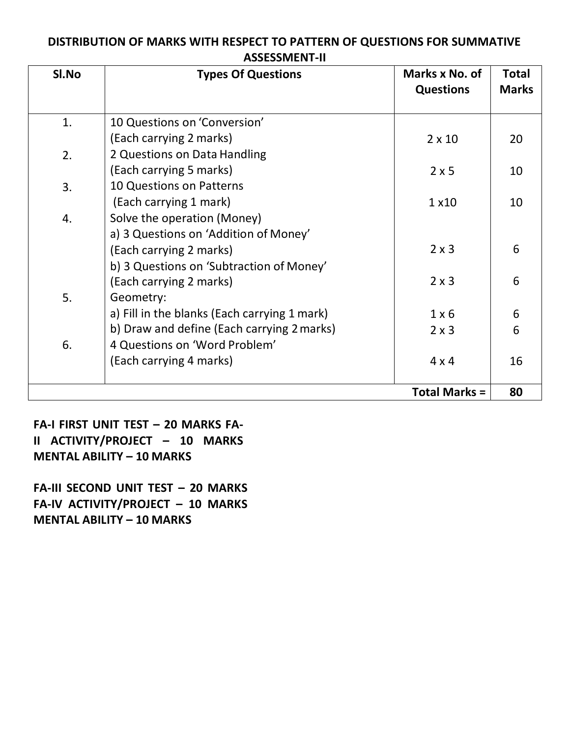**DISTRIBUTION OF MARKS WITH RESPECT TO PATTERN OF QUESTIONS FOR SUMMATIVE ASSESSMENT-II**

| Sl.No | Types Of Questions | Marks x No. of Questions | Total Marks |
|---|---|---|---|
| 1. | 10 Questions on 'Conversion' (Each carrying 2 marks) | 2 x 10 | 20 |
| 2. | 2 Questions on Data Handling (Each carrying 5 marks) | 2 x 5 | 10 |
| 3. | 10 Questions on Patterns (Each carrying 1 mark) | 1 x10 | 10 |
| 4. | Solve the operation (Money) | | |
| | a) 3 Questions on 'Addition of Money' (Each carrying 2 marks) | 2 x 3 | 6 |
| | b) 3 Questions on 'Subtraction of Money' (Each carrying 2 marks) | 2 x 3 | 6 |
| 5. | Geometry: | | |
| | a) Fill in the blanks (Each carrying 1 mark) | 1 x 6 | 6 |
| | b) Draw and define (Each carrying 2 marks) | 2 x 3 | 6 |
| 6. | 4 Questions on 'Word Problem' (Each carrying 4 marks) | 4 x 4 | 16 |
| | | **Total Marks =** | **80** |

**FA-I FIRST UNIT TEST – 20 MARKS**
**FA-II ACTIVITY/PROJECT – 10 MARKS**
**MENTAL ABILITY – 10 MARKS**

**FA-III SECOND UNIT TEST – 20 MARKS**
**FA-IV ACTIVITY/PROJECT – 10 MARKS**
**MENTAL ABILITY – 10 MARKS**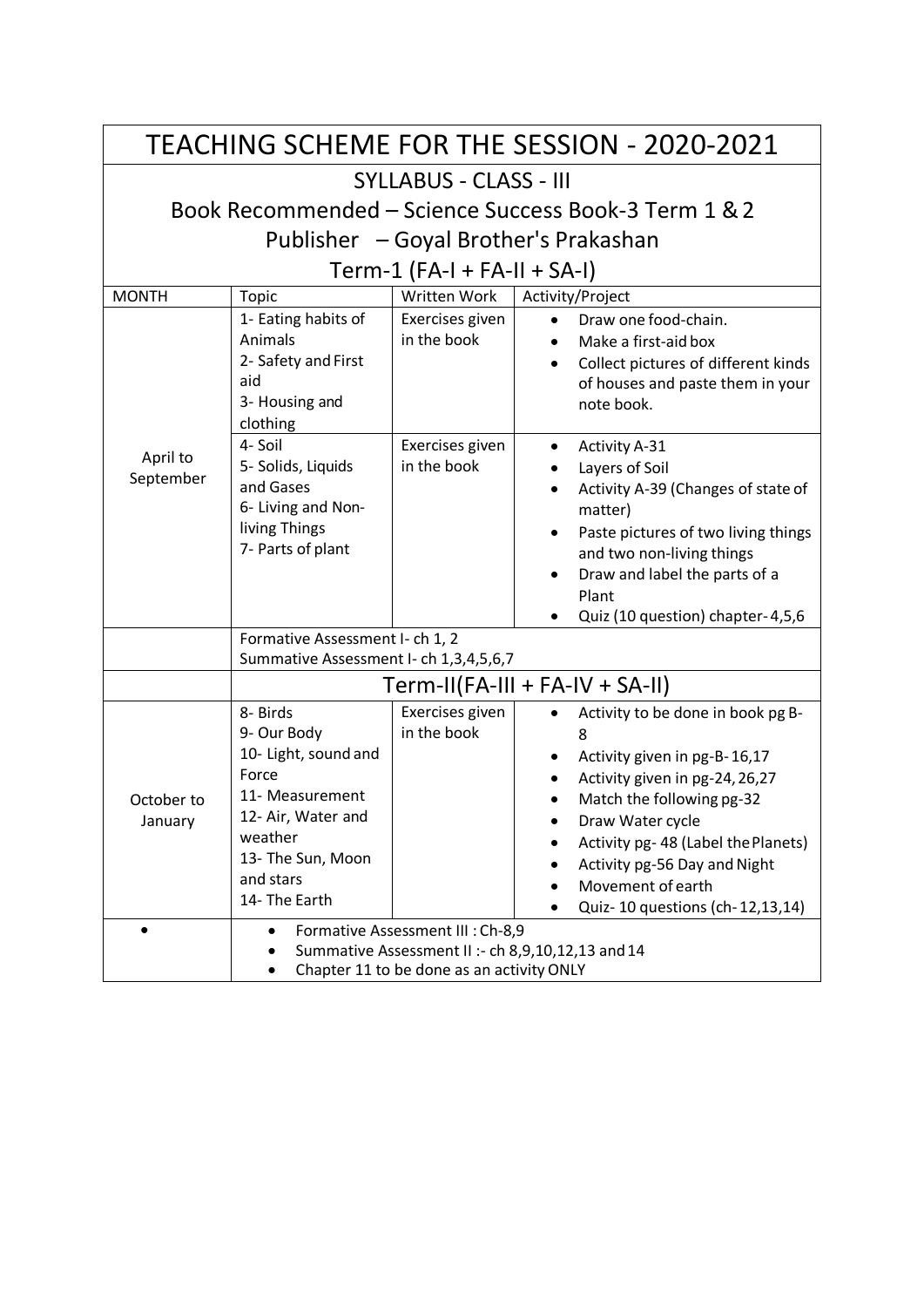# TEACHING SCHEME FOR THE SESSION - 2020-2021

## SYLLABUS - CLASS - III

## Book Recommended – Science Success Book-3 Term 1 & 2

## Publisher – Goyal Brother's Prakashan

## Term-1 (FA-I + FA-II + SA-I)

| MONTH | Topic | Written Work | Activity/Project |
|---|---|---|---|
| April to September | 1- Eating habits of Animals<br>2- Safety and First aid<br>3- Housing and clothing | Exercises given in the book | • Draw one food-chain.<br>• Make a first-aid box<br>• Collect pictures of different kinds of houses and paste them in your note book. |
| | 4- Soil<br>5- Solids, Liquids and Gases<br>6- Living and Non-living Things<br>7- Parts of plant | Exercises given in the book | • Activity A-31<br>• Layers of Soil<br>• Activity A-39 (Changes of state of matter)<br>• Paste pictures of two living things and two non-living things<br>• Draw and label the parts of a Plant<br>• Quiz (10 question) chapter-4,5,6 |
| | Formative Assessment I- ch 1, 2<br>Summative Assessment I- ch 1,3,4,5,6,7 | | |
| | **Term-II(FA-III + FA-IV + SA-II)** | | |
| October to January | 8- Birds<br>9- Our Body<br>10- Light, sound and Force<br>11- Measurement<br>12- Air, Water and weather<br>13- The Sun, Moon and stars<br>14- The Earth | Exercises given in the book | • Activity to be done in book pg B-8<br>• Activity given in pg-B-16,17<br>• Activity given in pg-24, 26,27<br>• Match the following pg-32<br>• Draw Water cycle<br>• Activity pg- 48 (Label the Planets)<br>• Activity pg-56 Day and Night<br>• Movement of earth<br>• Quiz- 10 questions (ch-12,13,14) |
| • | • Formative Assessment III : Ch-8,9<br>• Summative Assessment II :- ch 8,9,10,12,13 and 14<br>• Chapter 11 to be done as an activity ONLY | | |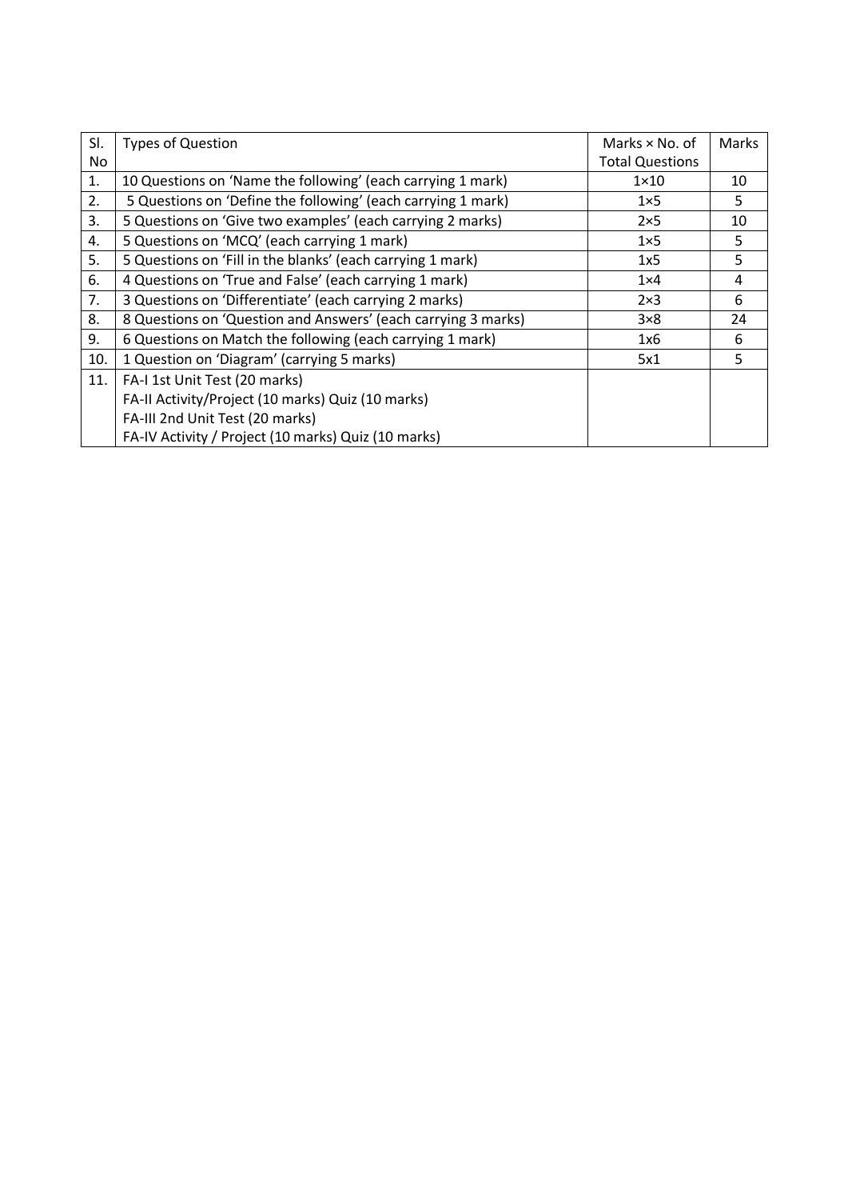| Sl. No | Types of Question | Marks × No. of Total Questions | Marks |
|---|---|---|---|
| 1. | 10 Questions on 'Name the following' (each carrying 1 mark) | 1×10 | 10 |
| 2. | 5 Questions on 'Define the following' (each carrying 1 mark) | 1×5 | 5 |
| 3. | 5 Questions on 'Give two examples' (each carrying 2 marks) | 2×5 | 10 |
| 4. | 5 Questions on 'MCQ' (each carrying 1 mark) | 1×5 | 5 |
| 5. | 5 Questions on 'Fill in the blanks' (each carrying 1 mark) | 1x5 | 5 |
| 6. | 4 Questions on 'True and False' (each carrying 1 mark) | 1×4 | 4 |
| 7. | 3 Questions on 'Differentiate' (each carrying 2 marks) | 2×3 | 6 |
| 8. | 8 Questions on 'Question and Answers' (each carrying 3 marks) | 3×8 | 24 |
| 9. | 6 Questions on Match the following (each carrying 1 mark) | 1x6 | 6 |
| 10. | 1 Question on 'Diagram' (carrying 5 marks) | 5x1 | 5 |
| 11. | FA-I 1st Unit Test (20 marks)<br>FA-II Activity/Project (10 marks) Quiz (10 marks)<br>FA-III 2nd Unit Test (20 marks)<br>FA-IV Activity / Project (10 marks) Quiz (10 marks) | | |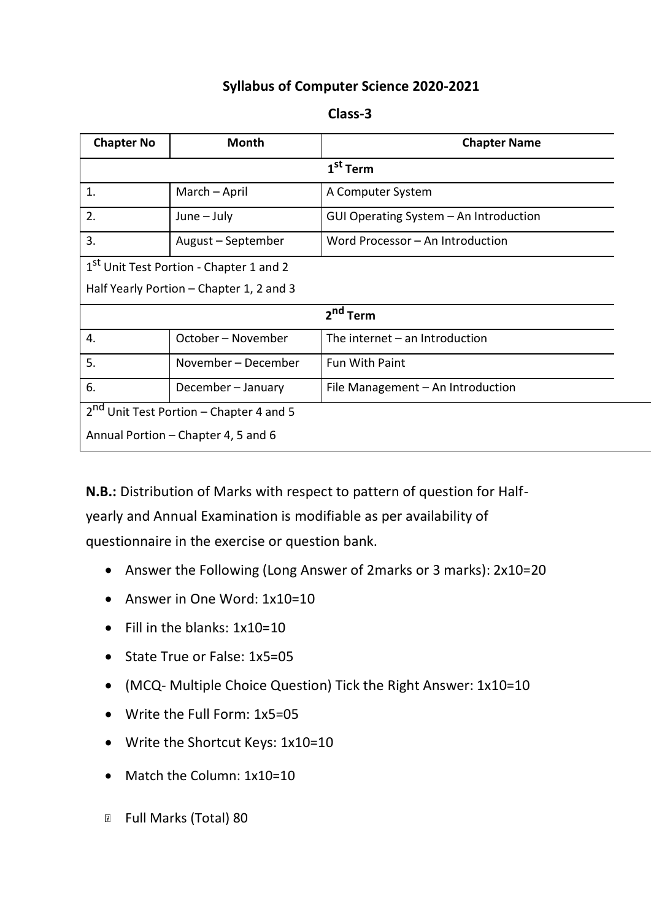**Syllabus of Computer Science 2020-2021**

**Class-3**

| Chapter No | Month | Chapter Name |
|---|---|---|
| | | **1st Term** |
| 1. | March – April | A Computer System |
| 2. | June – July | GUI Operating System – An Introduction |
| 3. | August – September | Word Processor – An Introduction |
| 1st Unit Test Portion - Chapter 1 and 2<br>Half Yearly Portion – Chapter 1, 2 and 3 | | |
| | | **2nd Term** |
| 4. | October – November | The internet – an Introduction |
| 5. | November – December | Fun With Paint |
| 6. | December – January | File Management – An Introduction |
| 2nd Unit Test Portion – Chapter 4 and 5<br>Annual Portion – Chapter 4, 5 and 6 | | |

**N.B.:** Distribution of Marks with respect to pattern of question for Half-yearly and Annual Examination is modifiable as per availability of questionnaire in the exercise or question bank.

- Answer the Following (Long Answer of 2marks or 3 marks): 2x10=20
- Answer in One Word: 1x10=10
- Fill in the blanks: 1x10=10
- State True or False: 1x5=05
- (MCQ- Multiple Choice Question) Tick the Right Answer: 1x10=10
- Write the Full Form: 1x5=05
- Write the Shortcut Keys: 1x10=10
- Match the Column: 1x10=10

- Full Marks (Total) 80